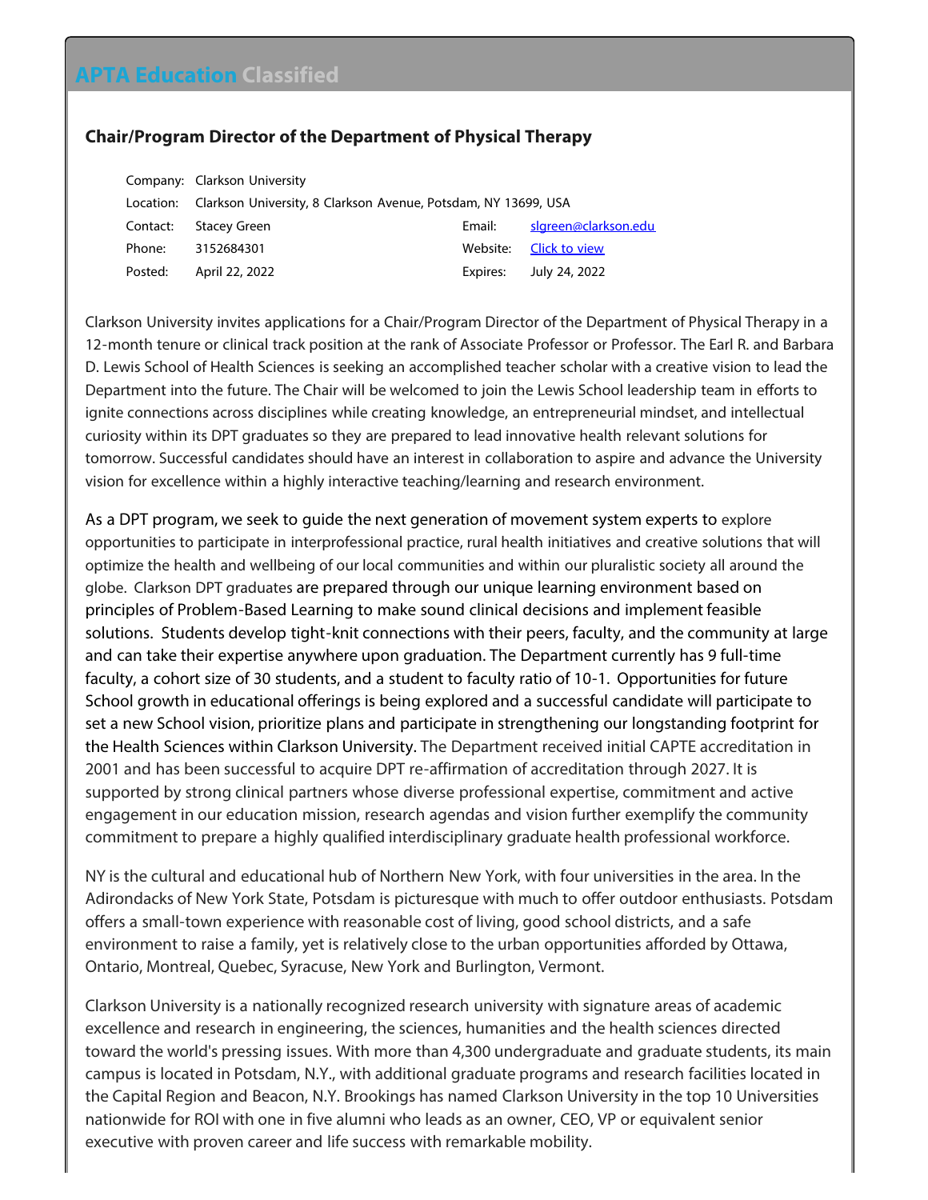# APTA Education Classified

## Chair/Program Director of the Department of Physical Therapy

| | | | |
|---|---|---|---|
| Company: | Clarkson University | | |
| Location: | Clarkson University, 8 Clarkson Avenue, Potsdam, NY 13699, USA | | |
| Contact: | Stacey Green | Email: | slgreen@clarkson.edu |
| Phone: | 3152684301 | Website: | Click to view |
| Posted: | April 22, 2022 | Expires: | July 24, 2022 |

Clarkson University invites applications for a Chair/Program Director of the Department of Physical Therapy in a 12-month tenure or clinical track position at the rank of Associate Professor or Professor. The Earl R. and Barbara D. Lewis School of Health Sciences is seeking an accomplished teacher scholar with a creative vision to lead the Department into the future. The Chair will be welcomed to join the Lewis School leadership team in efforts to ignite connections across disciplines while creating knowledge, an entrepreneurial mindset, and intellectual curiosity within its DPT graduates so they are prepared to lead innovative health relevant solutions for tomorrow. Successful candidates should have an interest in collaboration to aspire and advance the University vision for excellence within a highly interactive teaching/learning and research environment.

As a DPT program, we seek to guide the next generation of movement system experts to explore opportunities to participate in interprofessional practice, rural health initiatives and creative solutions that will optimize the health and wellbeing of our local communities and within our pluralistic society all around the globe. Clarkson DPT graduates are prepared through our unique learning environment based on principles of Problem-Based Learning to make sound clinical decisions and implement feasible solutions. Students develop tight-knit connections with their peers, faculty, and the community at large and can take their expertise anywhere upon graduation. The Department currently has 9 full-time faculty, a cohort size of 30 students, and a student to faculty ratio of 10-1. Opportunities for future School growth in educational offerings is being explored and a successful candidate will participate to set a new School vision, prioritize plans and participate in strengthening our longstanding footprint for the Health Sciences within Clarkson University. The Department received initial CAPTE accreditation in 2001 and has been successful to acquire DPT re-affirmation of accreditation through 2027. It is supported by strong clinical partners whose diverse professional expertise, commitment and active engagement in our education mission, research agendas and vision further exemplify the community commitment to prepare a highly qualified interdisciplinary graduate health professional workforce.

NY is the cultural and educational hub of Northern New York, with four universities in the area. In the Adirondacks of New York State, Potsdam is picturesque with much to offer outdoor enthusiasts. Potsdam offers a small-town experience with reasonable cost of living, good school districts, and a safe environment to raise a family, yet is relatively close to the urban opportunities afforded by Ottawa, Ontario, Montreal, Quebec, Syracuse, New York and Burlington, Vermont.

Clarkson University is a nationally recognized research university with signature areas of academic excellence and research in engineering, the sciences, humanities and the health sciences directed toward the world's pressing issues. With more than 4,300 undergraduate and graduate students, its main campus is located in Potsdam, N.Y., with additional graduate programs and research facilities located in the Capital Region and Beacon, N.Y. Brookings has named Clarkson University in the top 10 Universities nationwide for ROI with one in five alumni who leads as an owner, CEO, VP or equivalent senior executive with proven career and life success with remarkable mobility.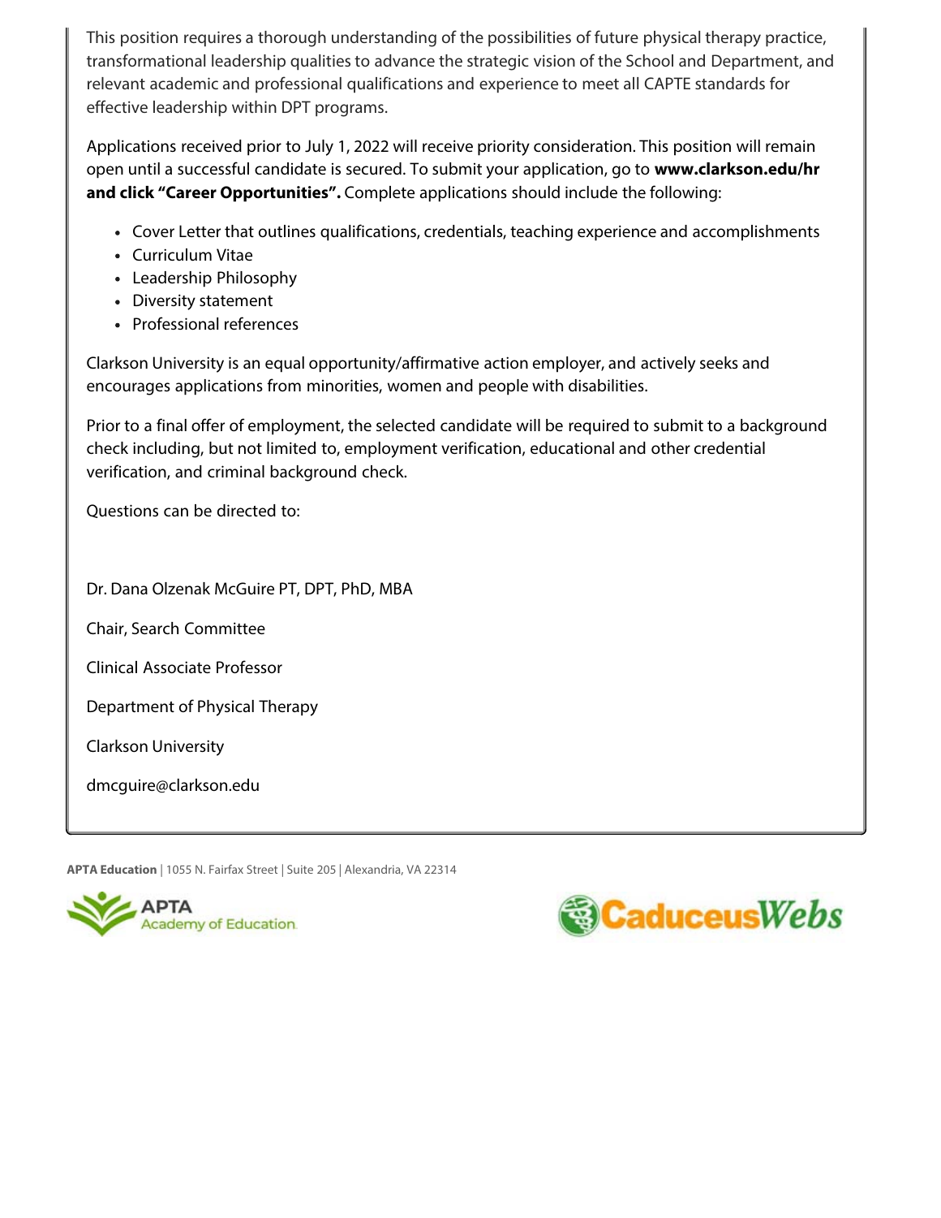This position requires a thorough understanding of the possibilities of future physical therapy practice, transformational leadership qualities to advance the strategic vision of the School and Department, and relevant academic and professional qualifications and experience to meet all CAPTE standards for effective leadership within DPT programs.

Applications received prior to July 1, 2022 will receive priority consideration. This position will remain open until a successful candidate is secured. To submit your application, go to **www.clarkson.edu/hr and click "Career Opportunities".** Complete applications should include the following:

- Cover Letter that outlines qualifications, credentials, teaching experience and accomplishments
- Curriculum Vitae
- Leadership Philosophy
- Diversity statement
- Professional references

Clarkson University is an equal opportunity/affirmative action employer, and actively seeks and encourages applications from minorities, women and people with disabilities.

Prior to a final offer of employment, the selected candidate will be required to submit to a background check including, but not limited to, employment verification, educational and other credential verification, and criminal background check.

Questions can be directed to:

Dr. Dana Olzenak McGuire PT, DPT, PhD, MBA

Chair, Search Committee

Clinical Associate Professor

Department of Physical Therapy

Clarkson University

dmcguire@clarkson.edu

**APTA Education** | 1055 N. Fairfax Street | Suite 205 | Alexandria, VA 22314

APTA Academy of Education

CaduceusWebs